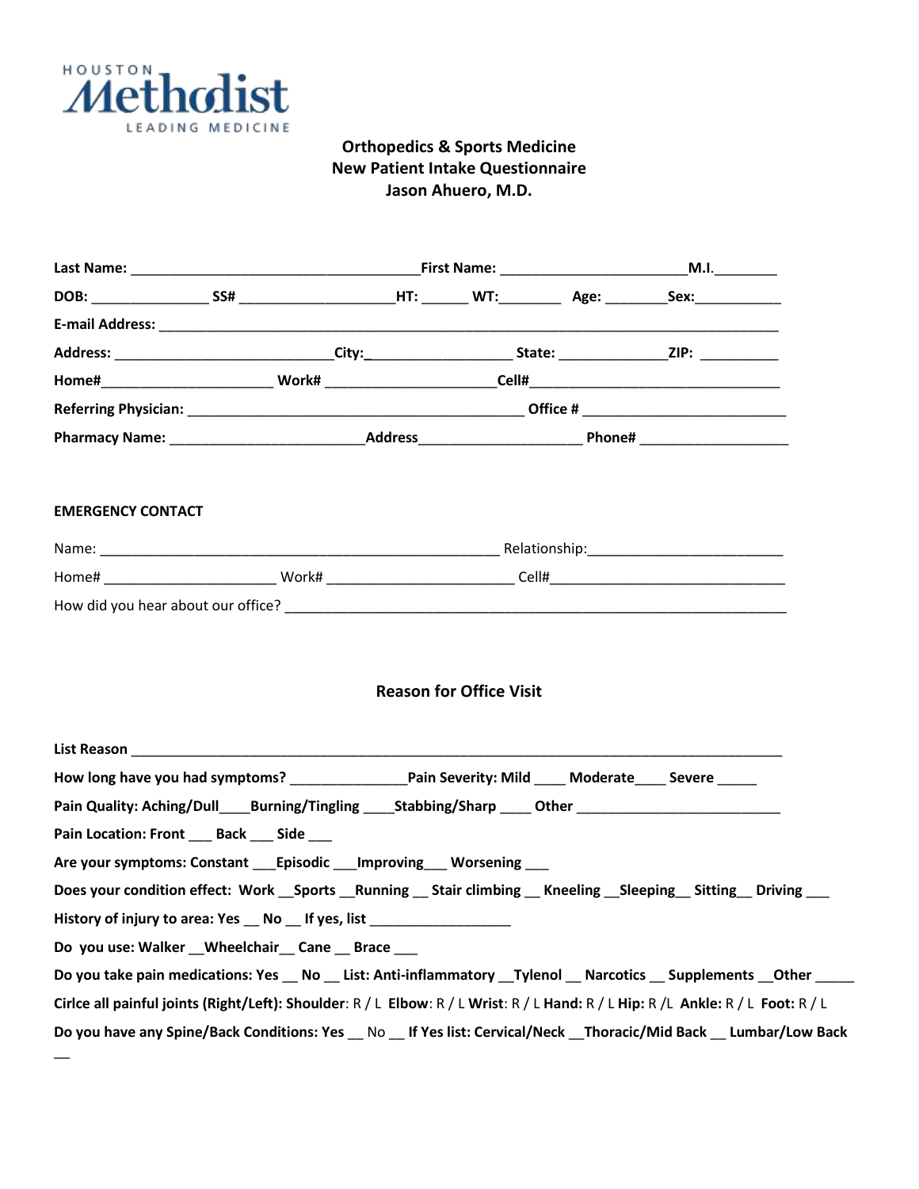HOUSTON Methodist LEADING MEDICINE

**Orthopedics & Sports Medicine**
**New Patient Intake Questionnaire**
**Jason Ahuero, M.D.**

**Last Name:** ______________________________________ **First Name:** ________________________ **M.I.** ________

**DOB:** _______________ **SS#** ____________________ **HT:** ______ **WT:** ________ **Age:** ________ **Sex:** ___________

**E-mail Address:** ________________________________________________________________________________

**Address:** ____________________________ **City:** ___________________ **State:** ______________ **ZIP:** __________

**Home#** ______________________ **Work#** ______________________ **Cell#** ________________________________

**Referring Physician:** ____________________________________________ **Office #** __________________________

**Pharmacy Name:** _________________________ **Address** _____________________ **Phone#** ____________________

**EMERGENCY CONTACT**

Name: ____________________________________________________ Relationship: _________________________

Home# ______________________ Work# ________________________ Cell# ______________________________

How did you hear about our office? _________________________________________________________________

## Reason for Office Visit

**List Reason** _________________________________________________________________________________________

**How long have you had symptoms?** _______________ **Pain Severity: Mild** ____ **Moderate** ____ **Severe** _____

**Pain Quality: Aching/Dull** ____ **Burning/Tingling** ____ **Stabbing/Sharp** ____ **Other** ___________________________

**Pain Location: Front** ___ **Back** ___ **Side** ___

**Are your symptoms: Constant** ___ **Episodic** ___ **Improving** ___ **Worsening** ___

**Does your condition effect: Work** __ **Sports** __ **Running** __ **Stair climbing** __ **Kneeling** __ **Sleeping** __ **Sitting** __ **Driving** ___

**History of injury to area: Yes** __ **No** __ **If yes, list** __________________

**Do you use: Walker** __ **Wheelchair** __ **Cane** __ **Brace** ___

**Do you take pain medications: Yes** __ **No** __ **List: Anti-inflammatory** __ **Tylenol** __ **Narcotics** __ **Supplements** __ **Other** _____

**Cirlce all painful joints (Right/Left): Shoulder**: R / L **Elbow**: R / L **Wrist**: R / L **Hand:** R / L **Hip:** R /L **Ankle:** R / L **Foot:** R / L

**Do you have any Spine/Back Conditions: Yes** __ No __ **If Yes list: Cervical/Neck** __ **Thoracic/Mid Back** __ **Lumbar/Low Back** __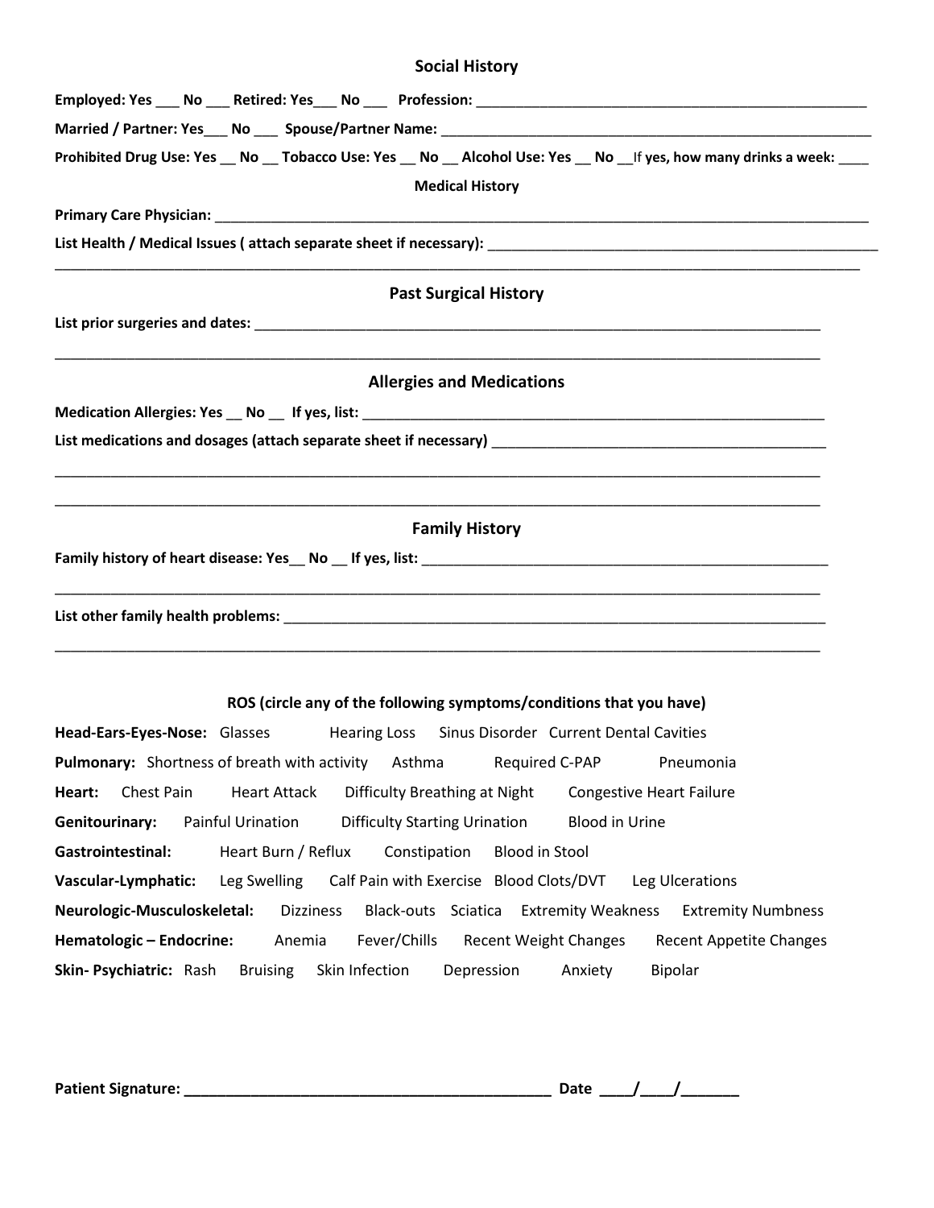## Social History

**Employed: Yes ___ No ___ Retired: Yes___ No ___ Profession: ___________________________________________________**

**Married / Partner: Yes___ No ___ Spouse/Partner Name: _______________________________________________________**

**Prohibited Drug Use: Yes __ No __ Tobacco Use: Yes __ No __ Alcohol Use: Yes __ No __If yes, how many drinks a week: ____**

## Medical History

**Primary Care Physician: ___________________________________________________________________________________**

**List Health / Medical Issues ( attach separate sheet if necessary): __________________________________________________**

_____________________________________________________________________________________________________

## Past Surgical History

**List prior surgeries and dates: ____________________________________________________________________________**

_____________________________________________________________________________________________________

## Allergies and Medications

**Medication Allergies: Yes __ No __ If yes, list: ____________________________________________________________**

**List medications and dosages (attach separate sheet if necessary) __________________________________________**

_____________________________________________________________________________________________________

_____________________________________________________________________________________________________

## Family History

**Family history of heart disease: Yes__ No __ If yes, list: _____________________________________________________**

_____________________________________________________________________________________________________

**List other family health problems: _________________________________________________________________________**

_____________________________________________________________________________________________________

### ROS (circle any of the following symptoms/conditions that you have)

**Head-Ears-Eyes-Nose:** Glasses Hearing Loss Sinus Disorder Current Dental Cavities

**Pulmonary:** Shortness of breath with activity Asthma Required C-PAP Pneumonia

**Heart:** Chest Pain Heart Attack Difficulty Breathing at Night Congestive Heart Failure

**Genitourinary:** Painful Urination Difficulty Starting Urination Blood in Urine

**Gastrointestinal:** Heart Burn / Reflux Constipation Blood in Stool

**Vascular-Lymphatic:** Leg Swelling Calf Pain with Exercise Blood Clots/DVT Leg Ulcerations

**Neurologic-Musculoskeletal:** Dizziness Black-outs Sciatica Extremity Weakness Extremity Numbness

**Hematologic – Endocrine:** Anemia Fever/Chills Recent Weight Changes Recent Appetite Changes

**Skin- Psychiatric:** Rash Bruising Skin Infection Depression Anxiety Bipolar

**Patient Signature: ____________________________________________ Date ____/____/_______**